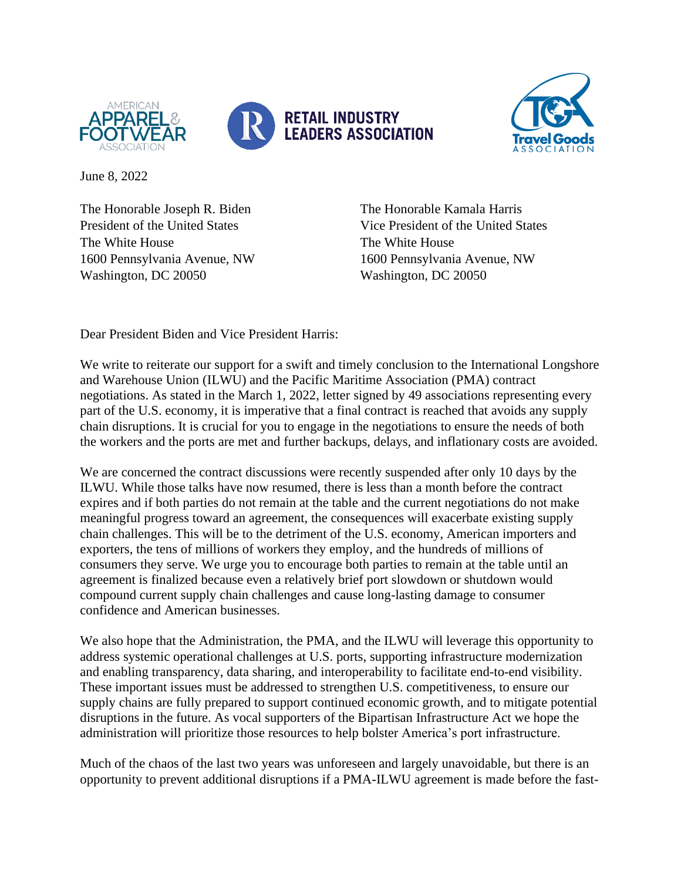AMERICAN APPAREL & FOOTWEAR ASSOCIATION

RETAIL INDUSTRY LEADERS ASSOCIATION

Travel Goods ASSOCIATION

June 8, 2022

The Honorable Joseph R. Biden
President of the United States
The White House
1600 Pennsylvania Avenue, NW
Washington, DC 20050

The Honorable Kamala Harris
Vice President of the United States
The White House
1600 Pennsylvania Avenue, NW
Washington, DC 20050

Dear President Biden and Vice President Harris:

We write to reiterate our support for a swift and timely conclusion to the International Longshore and Warehouse Union (ILWU) and the Pacific Maritime Association (PMA) contract negotiations. As stated in the March 1, 2022, letter signed by 49 associations representing every part of the U.S. economy, it is imperative that a final contract is reached that avoids any supply chain disruptions. It is crucial for you to engage in the negotiations to ensure the needs of both the workers and the ports are met and further backups, delays, and inflationary costs are avoided.

We are concerned the contract discussions were recently suspended after only 10 days by the ILWU. While those talks have now resumed, there is less than a month before the contract expires and if both parties do not remain at the table and the current negotiations do not make meaningful progress toward an agreement, the consequences will exacerbate existing supply chain challenges. This will be to the detriment of the U.S. economy, American importers and exporters, the tens of millions of workers they employ, and the hundreds of millions of consumers they serve. We urge you to encourage both parties to remain at the table until an agreement is finalized because even a relatively brief port slowdown or shutdown would compound current supply chain challenges and cause long-lasting damage to consumer confidence and American businesses.

We also hope that the Administration, the PMA, and the ILWU will leverage this opportunity to address systemic operational challenges at U.S. ports, supporting infrastructure modernization and enabling transparency, data sharing, and interoperability to facilitate end-to-end visibility. These important issues must be addressed to strengthen U.S. competitiveness, to ensure our supply chains are fully prepared to support continued economic growth, and to mitigate potential disruptions in the future. As vocal supporters of the Bipartisan Infrastructure Act we hope the administration will prioritize those resources to help bolster America's port infrastructure.

Much of the chaos of the last two years was unforeseen and largely unavoidable, but there is an opportunity to prevent additional disruptions if a PMA-ILWU agreement is made before the fast-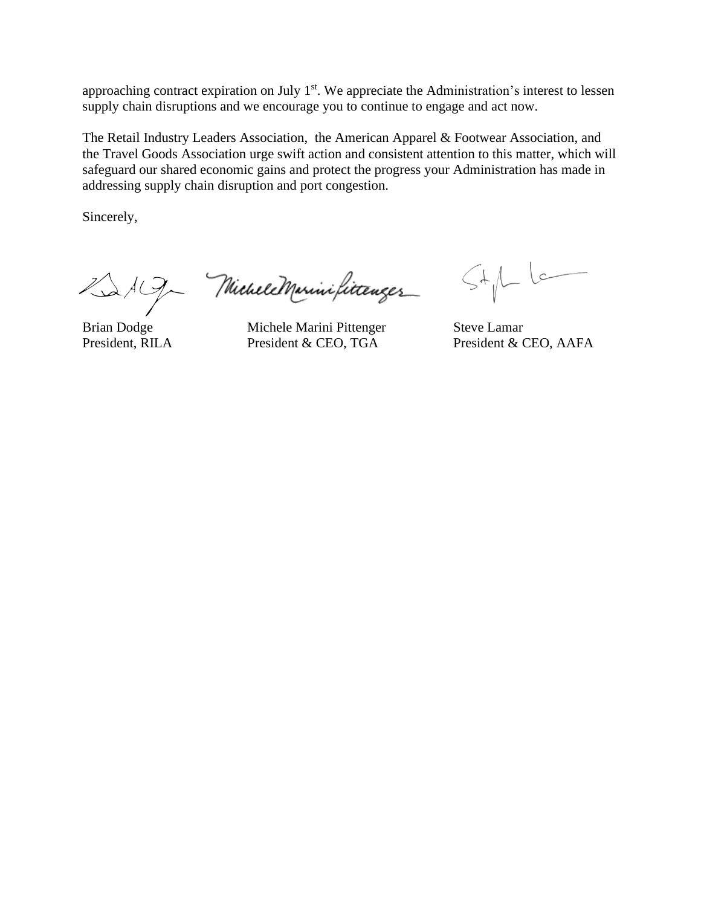approaching contract expiration on July 1st. We appreciate the Administration's interest to lessen supply chain disruptions and we encourage you to continue to engage and act now.

The Retail Industry Leaders Association, the American Apparel & Footwear Association, and the Travel Goods Association urge swift action and consistent attention to this matter, which will safeguard our shared economic gains and protect the progress your Administration has made in addressing supply chain disruption and port congestion.

Sincerely,

| | | |
|---|---|---|
| Brian Dodge | Michele Marini Pittenger | Steve Lamar |
| President, RILA | President & CEO, TGA | President & CEO, AAFA |